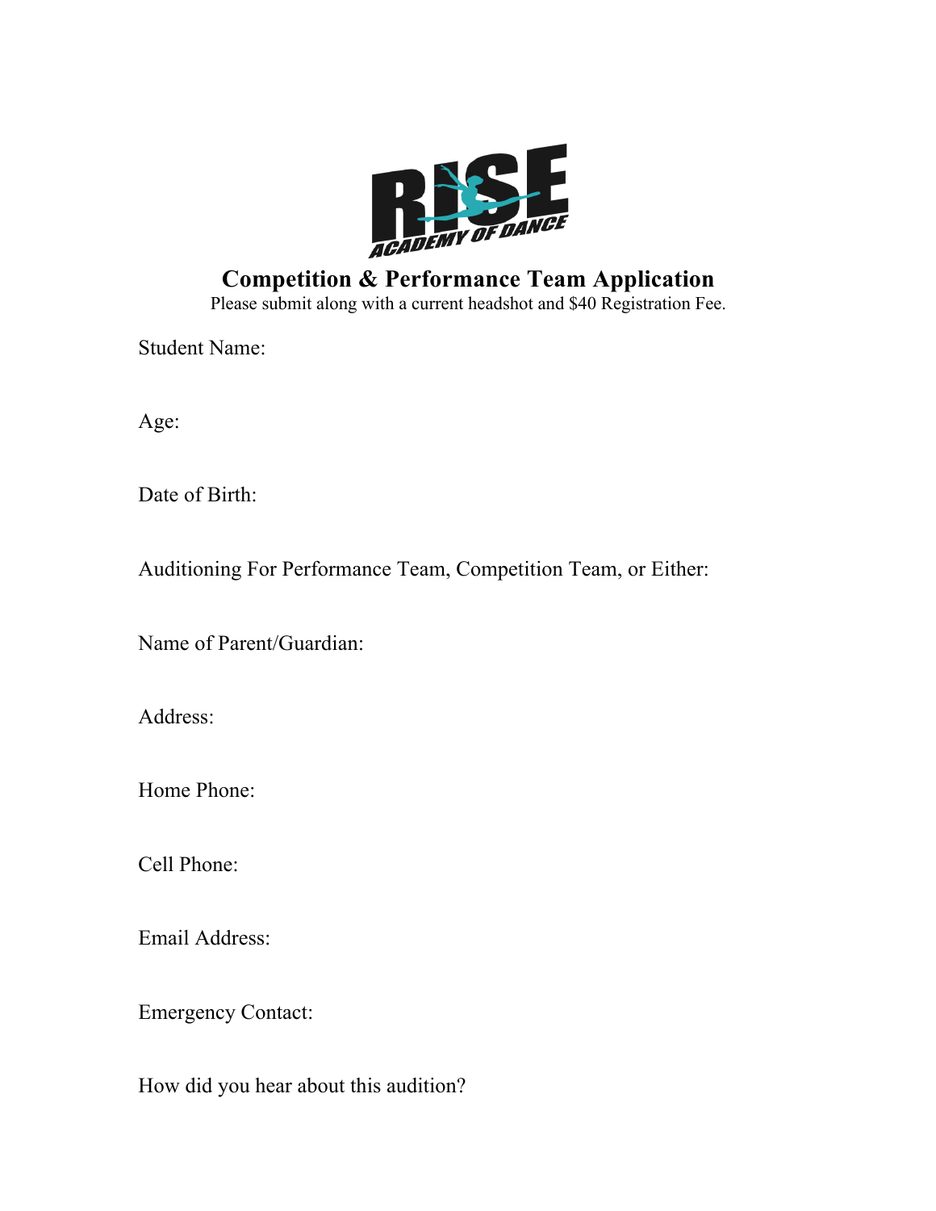RISE ACADEMY OF DANCE

# Competition & Performance Team Application

Please submit along with a current headshot and $40 Registration Fee.

Student Name:

Age:

Date of Birth:

Auditioning For Performance Team, Competition Team, or Either:

Name of Parent/Guardian:

Address:

Home Phone:

Cell Phone:

Email Address:

Emergency Contact:

How did you hear about this audition?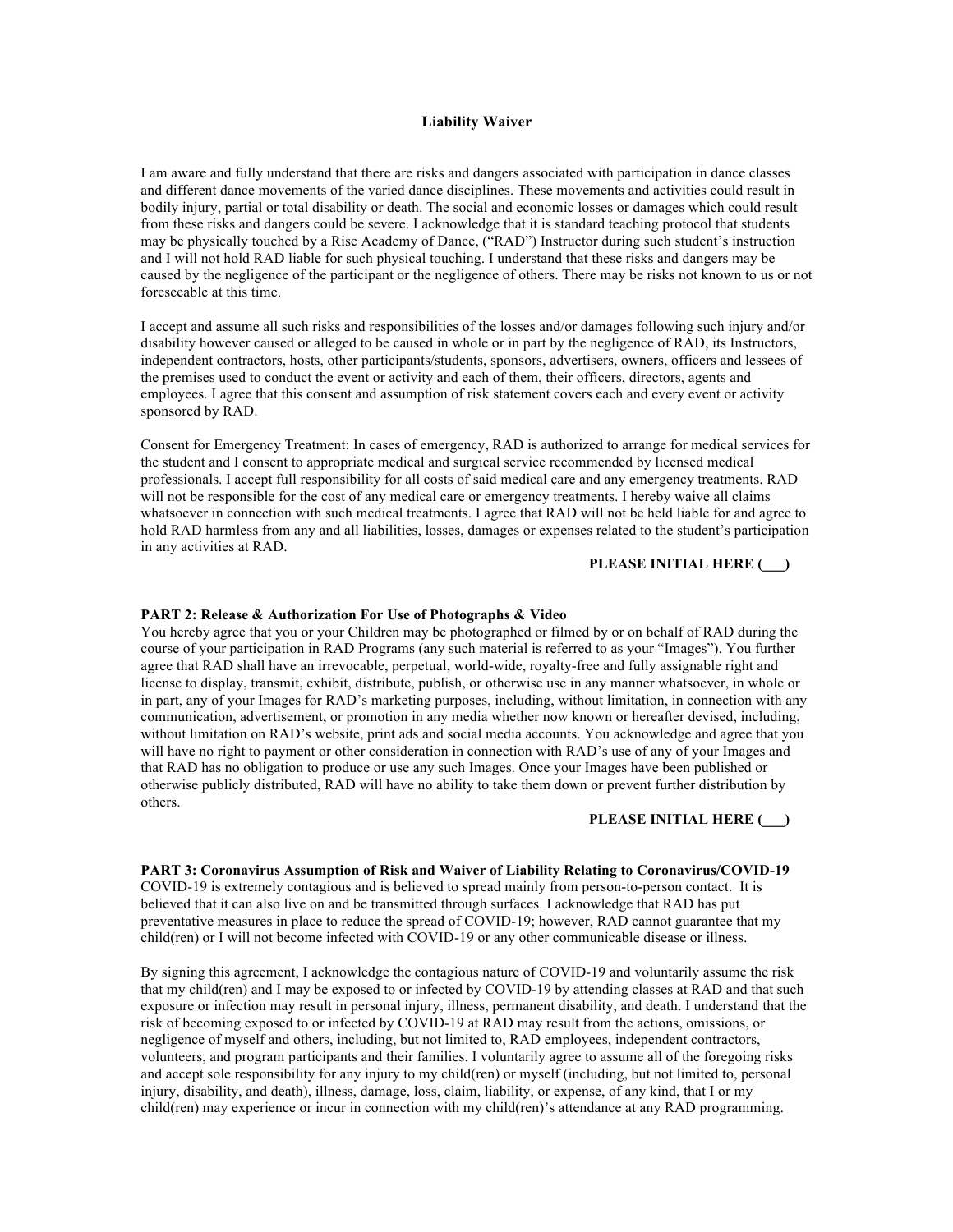## Liability Waiver

I am aware and fully understand that there are risks and dangers associated with participation in dance classes and different dance movements of the varied dance disciplines. These movements and activities could result in bodily injury, partial or total disability or death. The social and economic losses or damages which could result from these risks and dangers could be severe. I acknowledge that it is standard teaching protocol that students may be physically touched by a Rise Academy of Dance, ("RAD") Instructor during such student's instruction and I will not hold RAD liable for such physical touching. I understand that these risks and dangers may be caused by the negligence of the participant or the negligence of others. There may be risks not known to us or not foreseeable at this time.

I accept and assume all such risks and responsibilities of the losses and/or damages following such injury and/or disability however caused or alleged to be caused in whole or in part by the negligence of RAD, its Instructors, independent contractors, hosts, other participants/students, sponsors, advertisers, owners, officers and lessees of the premises used to conduct the event or activity and each of them, their officers, directors, agents and employees. I agree that this consent and assumption of risk statement covers each and every event or activity sponsored by RAD.

Consent for Emergency Treatment: In cases of emergency, RAD is authorized to arrange for medical services for the student and I consent to appropriate medical and surgical service recommended by licensed medical professionals. I accept full responsibility for all costs of said medical care and any emergency treatments. RAD will not be responsible for the cost of any medical care or emergency treatments. I hereby waive all claims whatsoever in connection with such medical treatments. I agree that RAD will not be held liable for and agree to hold RAD harmless from any and all liabilities, losses, damages or expenses related to the student's participation in any activities at RAD.

**PLEASE INITIAL HERE (\_\_\_)**

**PART 2: Release & Authorization For Use of Photographs & Video**

You hereby agree that you or your Children may be photographed or filmed by or on behalf of RAD during the course of your participation in RAD Programs (any such material is referred to as your "Images"). You further agree that RAD shall have an irrevocable, perpetual, world-wide, royalty-free and fully assignable right and license to display, transmit, exhibit, distribute, publish, or otherwise use in any manner whatsoever, in whole or in part, any of your Images for RAD's marketing purposes, including, without limitation, in connection with any communication, advertisement, or promotion in any media whether now known or hereafter devised, including, without limitation on RAD's website, print ads and social media accounts. You acknowledge and agree that you will have no right to payment or other consideration in connection with RAD's use of any of your Images and that RAD has no obligation to produce or use any such Images. Once your Images have been published or otherwise publicly distributed, RAD will have no ability to take them down or prevent further distribution by others.

**PLEASE INITIAL HERE (\_\_\_)**

**PART 3: Coronavirus Assumption of Risk and Waiver of Liability Relating to Coronavirus/COVID-19**

COVID-19 is extremely contagious and is believed to spread mainly from person-to-person contact. It is believed that it can also live on and be transmitted through surfaces. I acknowledge that RAD has put preventative measures in place to reduce the spread of COVID-19; however, RAD cannot guarantee that my child(ren) or I will not become infected with COVID-19 or any other communicable disease or illness.

By signing this agreement, I acknowledge the contagious nature of COVID-19 and voluntarily assume the risk that my child(ren) and I may be exposed to or infected by COVID-19 by attending classes at RAD and that such exposure or infection may result in personal injury, illness, permanent disability, and death. I understand that the risk of becoming exposed to or infected by COVID-19 at RAD may result from the actions, omissions, or negligence of myself and others, including, but not limited to, RAD employees, independent contractors, volunteers, and program participants and their families. I voluntarily agree to assume all of the foregoing risks and accept sole responsibility for any injury to my child(ren) or myself (including, but not limited to, personal injury, disability, and death), illness, damage, loss, claim, liability, or expense, of any kind, that I or my child(ren) may experience or incur in connection with my child(ren)'s attendance at any RAD programming.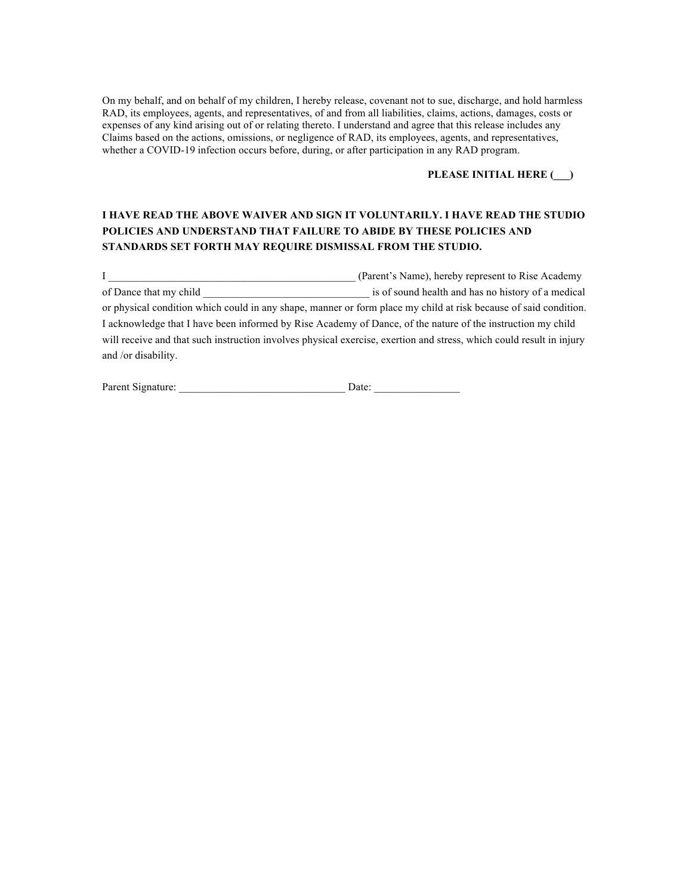On my behalf, and on behalf of my children, I hereby release, covenant not to sue, discharge, and hold harmless RAD, its employees, agents, and representatives, of and from all liabilities, claims, actions, damages, costs or expenses of any kind arising out of or relating thereto. I understand and agree that this release includes any Claims based on the actions, omissions, or negligence of RAD, its employees, agents, and representatives, whether a COVID-19 infection occurs before, during, or after participation in any RAD program.

**PLEASE INITIAL HERE (___)**

**I HAVE READ THE ABOVE WAIVER AND SIGN IT VOLUNTARILY. I HAVE READ THE STUDIO POLICIES AND UNDERSTAND THAT FAILURE TO ABIDE BY THESE POLICIES AND STANDARDS SET FORTH MAY REQUIRE DISMISSAL FROM THE STUDIO.**

I ______________________________________________ (Parent's Name), hereby represent to Rise Academy of Dance that my child _______________________________ is of sound health and has no history of a medical or physical condition which could in any shape, manner or form place my child at risk because of said condition. I acknowledge that I have been informed by Rise Academy of Dance, of the nature of the instruction my child will receive and that such instruction involves physical exercise, exertion and stress, which could result in injury and /or disability.

Parent Signature: ______________________________ Date: ________________